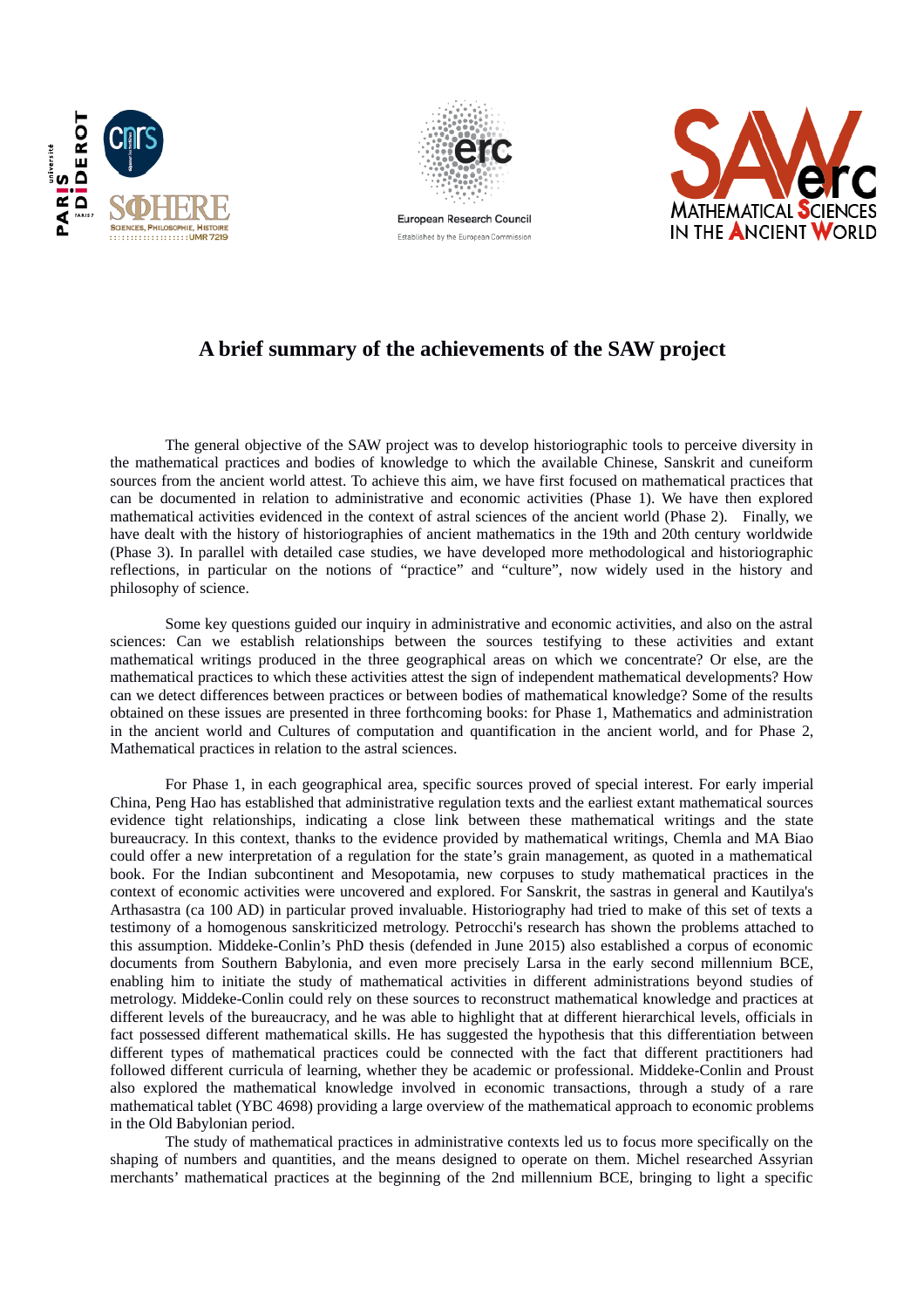# A brief summary of the achievements of the SAW project

The general objective of the SAW project was to develop historiographic tools to perceive diversity in the mathematical practices and bodies of knowledge to which the available Chinese, Sanskrit and cuneiform sources from the ancient world attest. To achieve this aim, we have first focused on mathematical practices that can be documented in relation to administrative and economic activities (Phase 1). We have then explored mathematical activities evidenced in the context of astral sciences of the ancient world (Phase 2). Finally, we have dealt with the history of historiographies of ancient mathematics in the 19th and 20th century worldwide (Phase 3). In parallel with detailed case studies, we have developed more methodological and historiographic reflections, in particular on the notions of "practice" and "culture", now widely used in the history and philosophy of science.

Some key questions guided our inquiry in administrative and economic activities, and also on the astral sciences: Can we establish relationships between the sources testifying to these activities and extant mathematical writings produced in the three geographical areas on which we concentrate? Or else, are the mathematical practices to which these activities attest the sign of independent mathematical developments? How can we detect differences between practices or between bodies of mathematical knowledge? Some of the results obtained on these issues are presented in three forthcoming books: for Phase 1, Mathematics and administration in the ancient world and Cultures of computation and quantification in the ancient world, and for Phase 2, Mathematical practices in relation to the astral sciences.

For Phase 1, in each geographical area, specific sources proved of special interest. For early imperial China, Peng Hao has established that administrative regulation texts and the earliest extant mathematical sources evidence tight relationships, indicating a close link between these mathematical writings and the state bureaucracy. In this context, thanks to the evidence provided by mathematical writings, Chemla and MA Biao could offer a new interpretation of a regulation for the state's grain management, as quoted in a mathematical book. For the Indian subcontinent and Mesopotamia, new corpuses to study mathematical practices in the context of economic activities were uncovered and explored. For Sanskrit, the sastras in general and Kautilya's Arthasastra (ca 100 AD) in particular proved invaluable. Historiography had tried to make of this set of texts a testimony of a homogenous sanskriticized metrology. Petrocchi's research has shown the problems attached to this assumption. Middeke-Conlin's PhD thesis (defended in June 2015) also established a corpus of economic documents from Southern Babylonia, and even more precisely Larsa in the early second millennium BCE, enabling him to initiate the study of mathematical activities in different administrations beyond studies of metrology. Middeke-Conlin could rely on these sources to reconstruct mathematical knowledge and practices at different levels of the bureaucracy, and he was able to highlight that at different hierarchical levels, officials in fact possessed different mathematical skills. He has suggested the hypothesis that this differentiation between different types of mathematical practices could be connected with the fact that different practitioners had followed different curricula of learning, whether they be academic or professional. Middeke-Conlin and Proust also explored the mathematical knowledge involved in economic transactions, through a study of a rare mathematical tablet (YBC 4698) providing a large overview of the mathematical approach to economic problems in the Old Babylonian period.

The study of mathematical practices in administrative contexts led us to focus more specifically on the shaping of numbers and quantities, and the means designed to operate on them. Michel researched Assyrian merchants' mathematical practices at the beginning of the 2nd millennium BCE, bringing to light a specific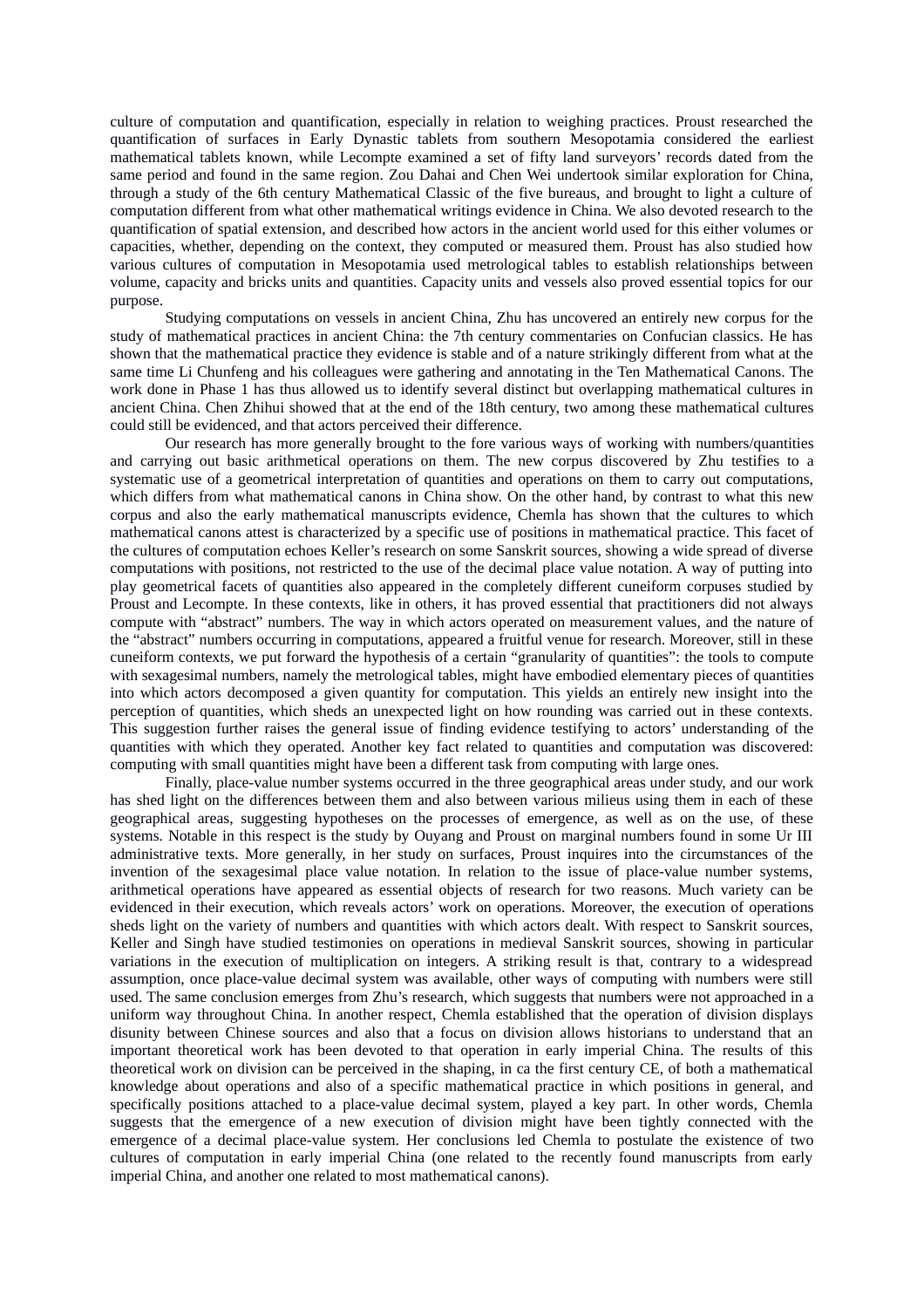culture of computation and quantification, especially in relation to weighing practices. Proust researched the quantification of surfaces in Early Dynastic tablets from southern Mesopotamia considered the earliest mathematical tablets known, while Lecompte examined a set of fifty land surveyors' records dated from the same period and found in the same region. Zou Dahai and Chen Wei undertook similar exploration for China, through a study of the 6th century Mathematical Classic of the five bureaus, and brought to light a culture of computation different from what other mathematical writings evidence in China. We also devoted research to the quantification of spatial extension, and described how actors in the ancient world used for this either volumes or capacities, whether, depending on the context, they computed or measured them. Proust has also studied how various cultures of computation in Mesopotamia used metrological tables to establish relationships between volume, capacity and bricks units and quantities. Capacity units and vessels also proved essential topics for our purpose.

Studying computations on vessels in ancient China, Zhu has uncovered an entirely new corpus for the study of mathematical practices in ancient China: the 7th century commentaries on Confucian classics. He has shown that the mathematical practice they evidence is stable and of a nature strikingly different from what at the same time Li Chunfeng and his colleagues were gathering and annotating in the Ten Mathematical Canons. The work done in Phase 1 has thus allowed us to identify several distinct but overlapping mathematical cultures in ancient China. Chen Zhihui showed that at the end of the 18th century, two among these mathematical cultures could still be evidenced, and that actors perceived their difference.

Our research has more generally brought to the fore various ways of working with numbers/quantities and carrying out basic arithmetical operations on them. The new corpus discovered by Zhu testifies to a systematic use of a geometrical interpretation of quantities and operations on them to carry out computations, which differs from what mathematical canons in China show. On the other hand, by contrast to what this new corpus and also the early mathematical manuscripts evidence, Chemla has shown that the cultures to which mathematical canons attest is characterized by a specific use of positions in mathematical practice. This facet of the cultures of computation echoes Keller's research on some Sanskrit sources, showing a wide spread of diverse computations with positions, not restricted to the use of the decimal place value notation. A way of putting into play geometrical facets of quantities also appeared in the completely different cuneiform corpuses studied by Proust and Lecompte. In these contexts, like in others, it has proved essential that practitioners did not always compute with "abstract" numbers. The way in which actors operated on measurement values, and the nature of the "abstract" numbers occurring in computations, appeared a fruitful venue for research. Moreover, still in these cuneiform contexts, we put forward the hypothesis of a certain "granularity of quantities": the tools to compute with sexagesimal numbers, namely the metrological tables, might have embodied elementary pieces of quantities into which actors decomposed a given quantity for computation. This yields an entirely new insight into the perception of quantities, which sheds an unexpected light on how rounding was carried out in these contexts. This suggestion further raises the general issue of finding evidence testifying to actors' understanding of the quantities with which they operated. Another key fact related to quantities and computation was discovered: computing with small quantities might have been a different task from computing with large ones.

Finally, place-value number systems occurred in the three geographical areas under study, and our work has shed light on the differences between them and also between various milieus using them in each of these geographical areas, suggesting hypotheses on the processes of emergence, as well as on the use, of these systems. Notable in this respect is the study by Ouyang and Proust on marginal numbers found in some Ur III administrative texts. More generally, in her study on surfaces, Proust inquires into the circumstances of the invention of the sexagesimal place value notation. In relation to the issue of place-value number systems, arithmetical operations have appeared as essential objects of research for two reasons. Much variety can be evidenced in their execution, which reveals actors' work on operations. Moreover, the execution of operations sheds light on the variety of numbers and quantities with which actors dealt. With respect to Sanskrit sources, Keller and Singh have studied testimonies on operations in medieval Sanskrit sources, showing in particular variations in the execution of multiplication on integers. A striking result is that, contrary to a widespread assumption, once place-value decimal system was available, other ways of computing with numbers were still used. The same conclusion emerges from Zhu's research, which suggests that numbers were not approached in a uniform way throughout China. In another respect, Chemla established that the operation of division displays disunity between Chinese sources and also that a focus on division allows historians to understand that an important theoretical work has been devoted to that operation in early imperial China. The results of this theoretical work on division can be perceived in the shaping, in ca the first century CE, of both a mathematical knowledge about operations and also of a specific mathematical practice in which positions in general, and specifically positions attached to a place-value decimal system, played a key part. In other words, Chemla suggests that the emergence of a new execution of division might have been tightly connected with the emergence of a decimal place-value system. Her conclusions led Chemla to postulate the existence of two cultures of computation in early imperial China (one related to the recently found manuscripts from early imperial China, and another one related to most mathematical canons).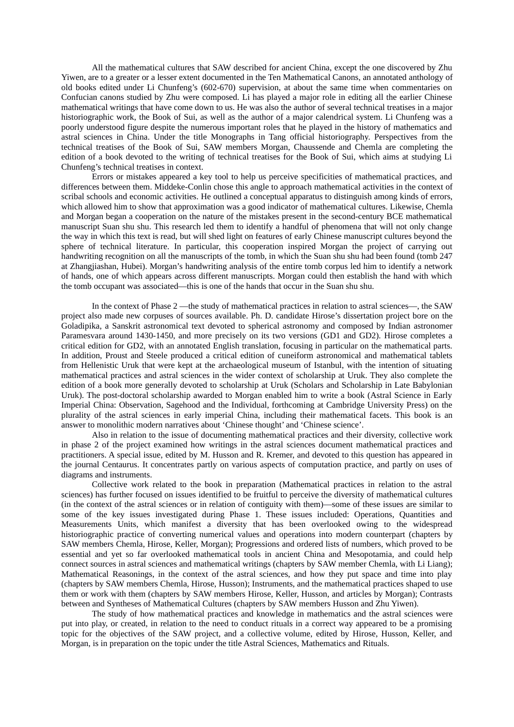All the mathematical cultures that SAW described for ancient China, except the one discovered by Zhu Yiwen, are to a greater or a lesser extent documented in the Ten Mathematical Canons, an annotated anthology of old books edited under Li Chunfeng's (602-670) supervision, at about the same time when commentaries on Confucian canons studied by Zhu were composed. Li has played a major role in editing all the earlier Chinese mathematical writings that have come down to us. He was also the author of several technical treatises in a major historiographic work, the Book of Sui, as well as the author of a major calendrical system. Li Chunfeng was a poorly understood figure despite the numerous important roles that he played in the history of mathematics and astral sciences in China. Under the title Monographs in Tang official historiography. Perspectives from the technical treatises of the Book of Sui, SAW members Morgan, Chaussende and Chemla are completing the edition of a book devoted to the writing of technical treatises for the Book of Sui, which aims at studying Li Chunfeng's technical treatises in context.

Errors or mistakes appeared a key tool to help us perceive specificities of mathematical practices, and differences between them. Middeke-Conlin chose this angle to approach mathematical activities in the context of scribal schools and economic activities. He outlined a conceptual apparatus to distinguish among kinds of errors, which allowed him to show that approximation was a good indicator of mathematical cultures. Likewise, Chemla and Morgan began a cooperation on the nature of the mistakes present in the second-century BCE mathematical manuscript Suan shu shu. This research led them to identify a handful of phenomena that will not only change the way in which this text is read, but will shed light on features of early Chinese manuscript cultures beyond the sphere of technical literature. In particular, this cooperation inspired Morgan the project of carrying out handwriting recognition on all the manuscripts of the tomb, in which the Suan shu shu had been found (tomb 247 at Zhangjiashan, Hubei). Morgan's handwriting analysis of the entire tomb corpus led him to identify a network of hands, one of which appears across different manuscripts. Morgan could then establish the hand with which the tomb occupant was associated—this is one of the hands that occur in the Suan shu shu.

In the context of Phase 2 —the study of mathematical practices in relation to astral sciences—, the SAW project also made new corpuses of sources available. Ph. D. candidate Hirose's dissertation project bore on the Goladipika, a Sanskrit astronomical text devoted to spherical astronomy and composed by Indian astronomer Paramesvara around 1430-1450, and more precisely on its two versions (GD1 and GD2). Hirose completes a critical edition for GD2, with an annotated English translation, focusing in particular on the mathematical parts. In addition, Proust and Steele produced a critical edition of cuneiform astronomical and mathematical tablets from Hellenistic Uruk that were kept at the archaeological museum of Istanbul, with the intention of situating mathematical practices and astral sciences in the wider context of scholarship at Uruk. They also complete the edition of a book more generally devoted to scholarship at Uruk (Scholars and Scholarship in Late Babylonian Uruk). The post-doctoral scholarship awarded to Morgan enabled him to write a book (Astral Science in Early Imperial China: Observation, Sagehood and the Individual, forthcoming at Cambridge University Press) on the plurality of the astral sciences in early imperial China, including their mathematical facets. This book is an answer to monolithic modern narratives about 'Chinese thought' and 'Chinese science'.

Also in relation to the issue of documenting mathematical practices and their diversity, collective work in phase 2 of the project examined how writings in the astral sciences document mathematical practices and practitioners. A special issue, edited by M. Husson and R. Kremer, and devoted to this question has appeared in the journal Centaurus. It concentrates partly on various aspects of computation practice, and partly on uses of diagrams and instruments.

Collective work related to the book in preparation (Mathematical practices in relation to the astral sciences) has further focused on issues identified to be fruitful to perceive the diversity of mathematical cultures (in the context of the astral sciences or in relation of contiguity with them)—some of these issues are similar to some of the key issues investigated during Phase 1. These issues included: Operations, Quantities and Measurements Units, which manifest a diversity that has been overlooked owing to the widespread historiographic practice of converting numerical values and operations into modern counterpart (chapters by SAW members Chemla, Hirose, Keller, Morgan); Progressions and ordered lists of numbers, which proved to be essential and yet so far overlooked mathematical tools in ancient China and Mesopotamia, and could help connect sources in astral sciences and mathematical writings (chapters by SAW member Chemla, with Li Liang); Mathematical Reasonings, in the context of the astral sciences, and how they put space and time into play (chapters by SAW members Chemla, Hirose, Husson); Instruments, and the mathematical practices shaped to use them or work with them (chapters by SAW members Hirose, Keller, Husson, and articles by Morgan); Contrasts between and Syntheses of Mathematical Cultures (chapters by SAW members Husson and Zhu Yiwen).

The study of how mathematical practices and knowledge in mathematics and the astral sciences were put into play, or created, in relation to the need to conduct rituals in a correct way appeared to be a promising topic for the objectives of the SAW project, and a collective volume, edited by Hirose, Husson, Keller, and Morgan, is in preparation on the topic under the title Astral Sciences, Mathematics and Rituals.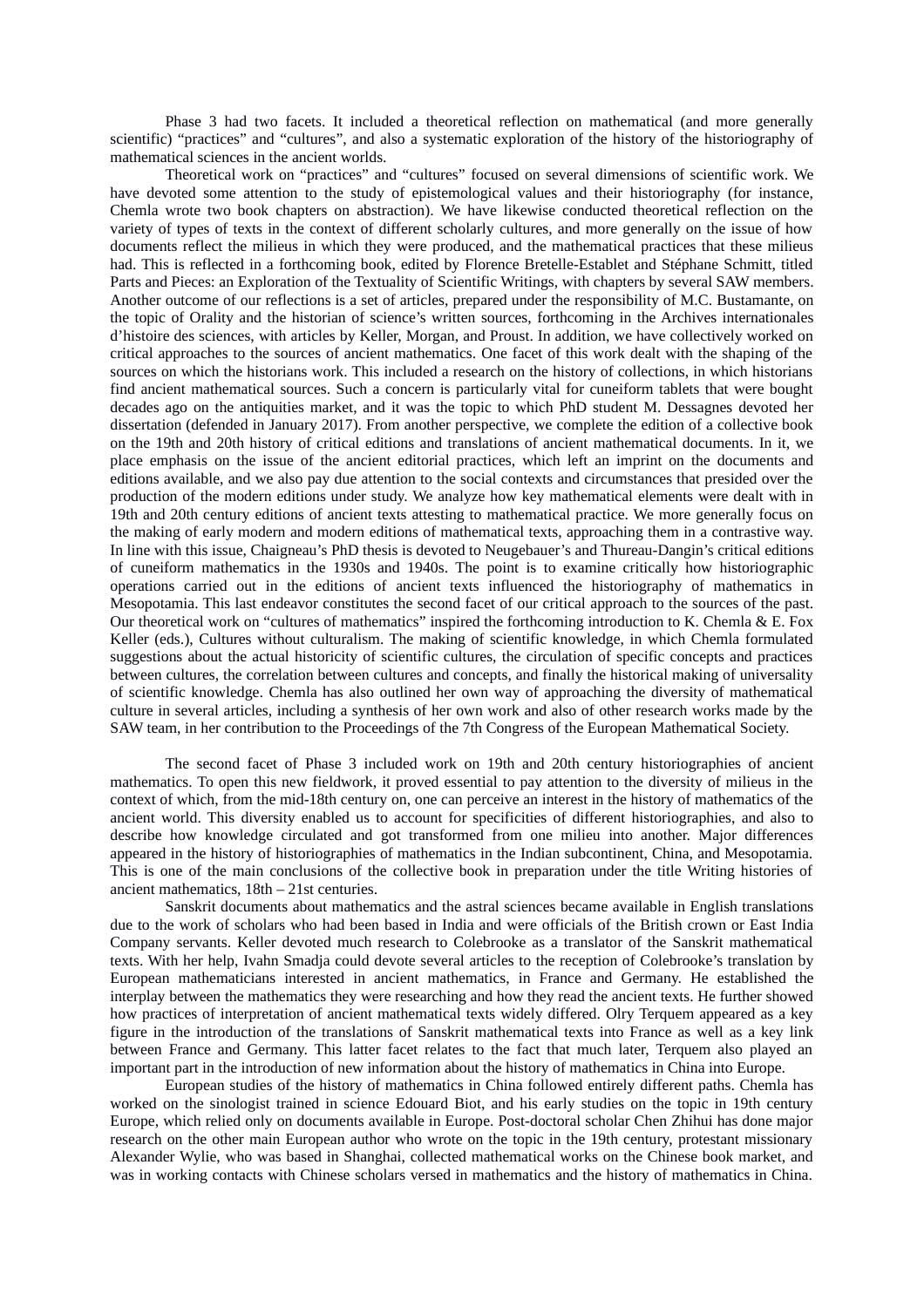Phase 3 had two facets. It included a theoretical reflection on mathematical (and more generally scientific) "practices" and "cultures", and also a systematic exploration of the history of the historiography of mathematical sciences in the ancient worlds.

Theoretical work on "practices" and "cultures" focused on several dimensions of scientific work. We have devoted some attention to the study of epistemological values and their historiography (for instance, Chemla wrote two book chapters on abstraction). We have likewise conducted theoretical reflection on the variety of types of texts in the context of different scholarly cultures, and more generally on the issue of how documents reflect the milieus in which they were produced, and the mathematical practices that these milieus had. This is reflected in a forthcoming book, edited by Florence Bretelle-Establet and Stéphane Schmitt, titled Parts and Pieces: an Exploration of the Textuality of Scientific Writings, with chapters by several SAW members. Another outcome of our reflections is a set of articles, prepared under the responsibility of M.C. Bustamante, on the topic of Orality and the historian of science's written sources, forthcoming in the Archives internationales d'histoire des sciences, with articles by Keller, Morgan, and Proust. In addition, we have collectively worked on critical approaches to the sources of ancient mathematics. One facet of this work dealt with the shaping of the sources on which the historians work. This included a research on the history of collections, in which historians find ancient mathematical sources. Such a concern is particularly vital for cuneiform tablets that were bought decades ago on the antiquities market, and it was the topic to which PhD student M. Dessagnes devoted her dissertation (defended in January 2017). From another perspective, we complete the edition of a collective book on the 19th and 20th history of critical editions and translations of ancient mathematical documents. In it, we place emphasis on the issue of the ancient editorial practices, which left an imprint on the documents and editions available, and we also pay due attention to the social contexts and circumstances that presided over the production of the modern editions under study. We analyze how key mathematical elements were dealt with in 19th and 20th century editions of ancient texts attesting to mathematical practice. We more generally focus on the making of early modern and modern editions of mathematical texts, approaching them in a contrastive way. In line with this issue, Chaigneau's PhD thesis is devoted to Neugebauer's and Thureau-Dangin's critical editions of cuneiform mathematics in the 1930s and 1940s. The point is to examine critically how historiographic operations carried out in the editions of ancient texts influenced the historiography of mathematics in Mesopotamia. This last endeavor constitutes the second facet of our critical approach to the sources of the past. Our theoretical work on "cultures of mathematics" inspired the forthcoming introduction to K. Chemla & E. Fox Keller (eds.), Cultures without culturalism. The making of scientific knowledge, in which Chemla formulated suggestions about the actual historicity of scientific cultures, the circulation of specific concepts and practices between cultures, the correlation between cultures and concepts, and finally the historical making of universality of scientific knowledge. Chemla has also outlined her own way of approaching the diversity of mathematical culture in several articles, including a synthesis of her own work and also of other research works made by the SAW team, in her contribution to the Proceedings of the 7th Congress of the European Mathematical Society.

The second facet of Phase 3 included work on 19th and 20th century historiographies of ancient mathematics. To open this new fieldwork, it proved essential to pay attention to the diversity of milieus in the context of which, from the mid-18th century on, one can perceive an interest in the history of mathematics of the ancient world. This diversity enabled us to account for specificities of different historiographies, and also to describe how knowledge circulated and got transformed from one milieu into another. Major differences appeared in the history of historiographies of mathematics in the Indian subcontinent, China, and Mesopotamia. This is one of the main conclusions of the collective book in preparation under the title Writing histories of ancient mathematics, 18th – 21st centuries.

Sanskrit documents about mathematics and the astral sciences became available in English translations due to the work of scholars who had been based in India and were officials of the British crown or East India Company servants. Keller devoted much research to Colebrooke as a translator of the Sanskrit mathematical texts. With her help, Ivahn Smadja could devote several articles to the reception of Colebrooke's translation by European mathematicians interested in ancient mathematics, in France and Germany. He established the interplay between the mathematics they were researching and how they read the ancient texts. He further showed how practices of interpretation of ancient mathematical texts widely differed. Olry Terquem appeared as a key figure in the introduction of the translations of Sanskrit mathematical texts into France as well as a key link between France and Germany. This latter facet relates to the fact that much later, Terquem also played an important part in the introduction of new information about the history of mathematics in China into Europe.

European studies of the history of mathematics in China followed entirely different paths. Chemla has worked on the sinologist trained in science Edouard Biot, and his early studies on the topic in 19th century Europe, which relied only on documents available in Europe. Post-doctoral scholar Chen Zhihui has done major research on the other main European author who wrote on the topic in the 19th century, protestant missionary Alexander Wylie, who was based in Shanghai, collected mathematical works on the Chinese book market, and was in working contacts with Chinese scholars versed in mathematics and the history of mathematics in China.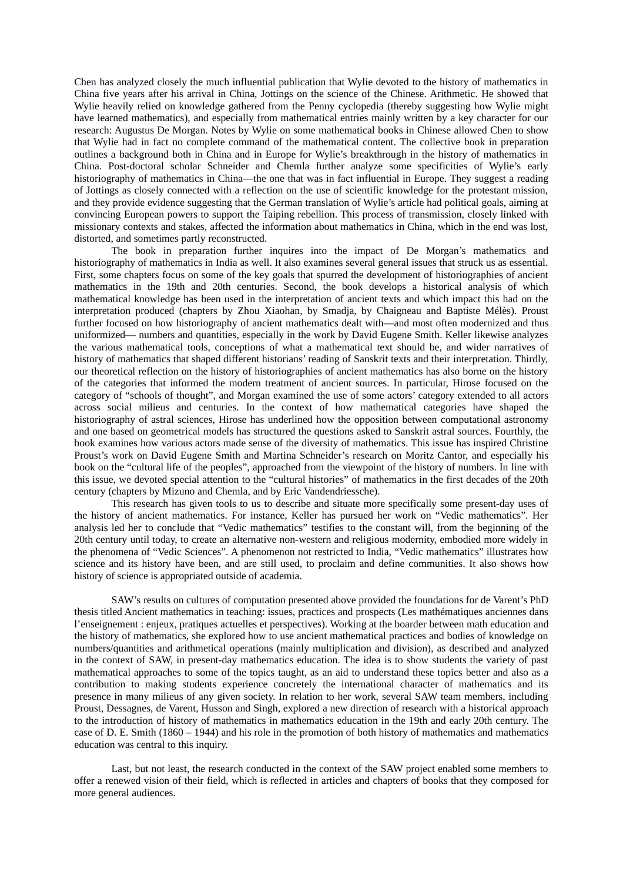Chen has analyzed closely the much influential publication that Wylie devoted to the history of mathematics in China five years after his arrival in China, Jottings on the science of the Chinese. Arithmetic. He showed that Wylie heavily relied on knowledge gathered from the Penny cyclopedia (thereby suggesting how Wylie might have learned mathematics), and especially from mathematical entries mainly written by a key character for our research: Augustus De Morgan. Notes by Wylie on some mathematical books in Chinese allowed Chen to show that Wylie had in fact no complete command of the mathematical content. The collective book in preparation outlines a background both in China and in Europe for Wylie's breakthrough in the history of mathematics in China. Post-doctoral scholar Schneider and Chemla further analyze some specificities of Wylie's early historiography of mathematics in China—the one that was in fact influential in Europe. They suggest a reading of Jottings as closely connected with a reflection on the use of scientific knowledge for the protestant mission, and they provide evidence suggesting that the German translation of Wylie's article had political goals, aiming at convincing European powers to support the Taiping rebellion. This process of transmission, closely linked with missionary contexts and stakes, affected the information about mathematics in China, which in the end was lost, distorted, and sometimes partly reconstructed.

The book in preparation further inquires into the impact of De Morgan's mathematics and historiography of mathematics in India as well. It also examines several general issues that struck us as essential. First, some chapters focus on some of the key goals that spurred the development of historiographies of ancient mathematics in the 19th and 20th centuries. Second, the book develops a historical analysis of which mathematical knowledge has been used in the interpretation of ancient texts and which impact this had on the interpretation produced (chapters by Zhou Xiaohan, by Smadja, by Chaigneau and Baptiste Mélès). Proust further focused on how historiography of ancient mathematics dealt with—and most often modernized and thus uniformized— numbers and quantities, especially in the work by David Eugene Smith. Keller likewise analyzes the various mathematical tools, conceptions of what a mathematical text should be, and wider narratives of history of mathematics that shaped different historians' reading of Sanskrit texts and their interpretation. Thirdly, our theoretical reflection on the history of historiographies of ancient mathematics has also borne on the history of the categories that informed the modern treatment of ancient sources. In particular, Hirose focused on the category of "schools of thought", and Morgan examined the use of some actors' category extended to all actors across social milieus and centuries. In the context of how mathematical categories have shaped the historiography of astral sciences, Hirose has underlined how the opposition between computational astronomy and one based on geometrical models has structured the questions asked to Sanskrit astral sources. Fourthly, the book examines how various actors made sense of the diversity of mathematics. This issue has inspired Christine Proust's work on David Eugene Smith and Martina Schneider's research on Moritz Cantor, and especially his book on the "cultural life of the peoples", approached from the viewpoint of the history of numbers. In line with this issue, we devoted special attention to the "cultural histories" of mathematics in the first decades of the 20th century (chapters by Mizuno and Chemla, and by Eric Vandendriessche).

This research has given tools to us to describe and situate more specifically some present-day uses of the history of ancient mathematics. For instance, Keller has pursued her work on "Vedic mathematics". Her analysis led her to conclude that "Vedic mathematics" testifies to the constant will, from the beginning of the 20th century until today, to create an alternative non-western and religious modernity, embodied more widely in the phenomena of "Vedic Sciences". A phenomenon not restricted to India, "Vedic mathematics" illustrates how science and its history have been, and are still used, to proclaim and define communities. It also shows how history of science is appropriated outside of academia.

SAW's results on cultures of computation presented above provided the foundations for de Varent's PhD thesis titled Ancient mathematics in teaching: issues, practices and prospects (Les mathématiques anciennes dans l'enseignement : enjeux, pratiques actuelles et perspectives). Working at the boarder between math education and the history of mathematics, she explored how to use ancient mathematical practices and bodies of knowledge on numbers/quantities and arithmetical operations (mainly multiplication and division), as described and analyzed in the context of SAW, in present-day mathematics education. The idea is to show students the variety of past mathematical approaches to some of the topics taught, as an aid to understand these topics better and also as a contribution to making students experience concretely the international character of mathematics and its presence in many milieus of any given society. In relation to her work, several SAW team members, including Proust, Dessagnes, de Varent, Husson and Singh, explored a new direction of research with a historical approach to the introduction of history of mathematics in mathematics education in the 19th and early 20th century. The case of D. E. Smith (1860 – 1944) and his role in the promotion of both history of mathematics and mathematics education was central to this inquiry.

Last, but not least, the research conducted in the context of the SAW project enabled some members to offer a renewed vision of their field, which is reflected in articles and chapters of books that they composed for more general audiences.